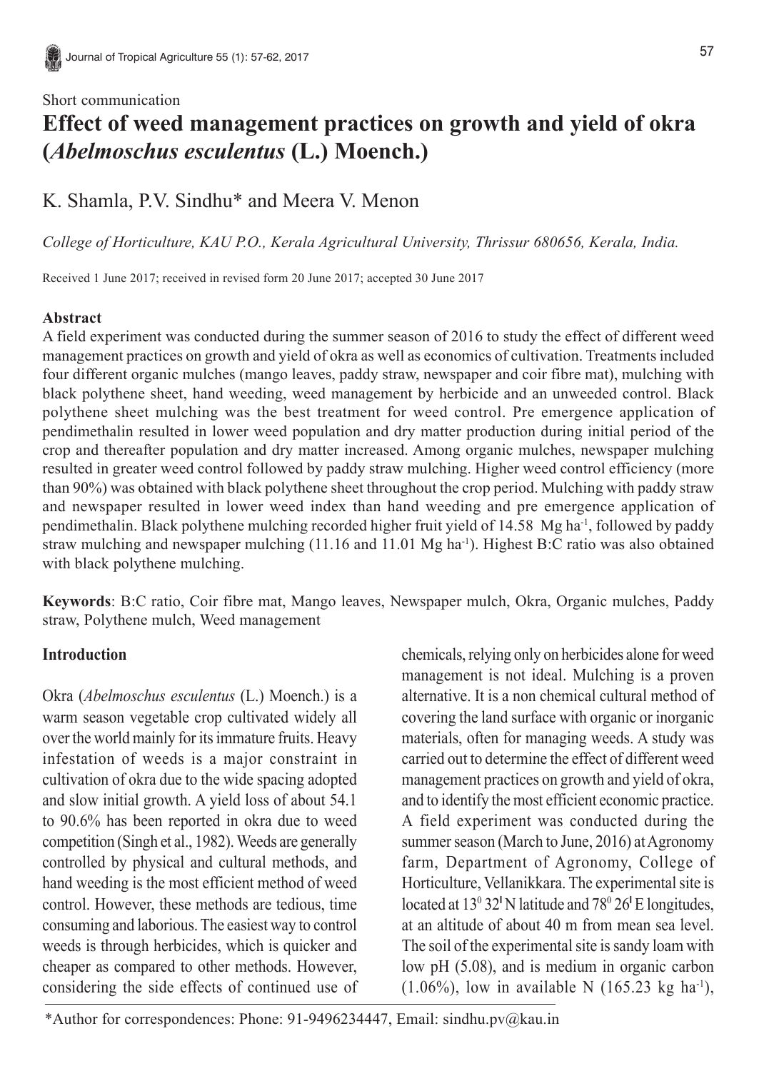Short communication

# Effect of weed management practices on growth and yield of okra (*Abelmoschus esculentus* (L.) Moench.)

K. Shamla, P.V. Sindhu* and Meera V. Menon

*College of Horticulture, KAU P.O., Kerala Agricultural University, Thrissur 680656, Kerala, India.*

Received 1 June 2017; received in revised form 20 June 2017; accepted 30 June 2017

### Abstract

A field experiment was conducted during the summer season of 2016 to study the effect of different weed management practices on growth and yield of okra as well as economics of cultivation. Treatments included four different organic mulches (mango leaves, paddy straw, newspaper and coir fibre mat), mulching with black polythene sheet, hand weeding, weed management by herbicide and an unweeded control. Black polythene sheet mulching was the best treatment for weed control. Pre emergence application of pendimethalin resulted in lower weed population and dry matter production during initial period of the crop and thereafter population and dry matter increased. Among organic mulches, newspaper mulching resulted in greater weed control followed by paddy straw mulching. Higher weed control efficiency (more than 90%) was obtained with black polythene sheet throughout the crop period. Mulching with paddy straw and newspaper resulted in lower weed index than hand weeding and pre emergence application of pendimethalin. Black polythene mulching recorded higher fruit yield of 14.58 Mg $ha^{-1}$, followed by paddy straw mulching and newspaper mulching (11.16 and 11.01 Mg $ha^{-1}$). Highest B:C ratio was also obtained with black polythene mulching.

**Keywords**: B:C ratio, Coir fibre mat, Mango leaves, Newspaper mulch, Okra, Organic mulches, Paddy straw, Polythene mulch, Weed management

### Introduction

Okra (*Abelmoschus esculentus* (L.) Moench.) is a warm season vegetable crop cultivated widely all over the world mainly for its immature fruits. Heavy infestation of weeds is a major constraint in cultivation of okra due to the wide spacing adopted and slow initial growth. A yield loss of about 54.1 to 90.6% has been reported in okra due to weed competition (Singh et al., 1982). Weeds are generally controlled by physical and cultural methods, and hand weeding is the most efficient method of weed control. However, these methods are tedious, time consuming and laborious. The easiest way to control weeds is through herbicides, which is quicker and cheaper as compared to other methods. However, considering the side effects of continued use of chemicals, relying only on herbicides alone for weed management is not ideal. Mulching is a proven alternative. It is a non chemical cultural method of covering the land surface with organic or inorganic materials, often for managing weeds. A study was carried out to determine the effect of different weed management practices on growth and yield of okra, and to identify the most efficient economic practice. A field experiment was conducted during the summer season (March to June, 2016) at Agronomy farm, Department of Agronomy, College of Horticulture, Vellanikkara. The experimental site is located at $13^{0}$ 32' N latitude and $78^{0}$ 26' E longitudes, at an altitude of about 40 m from mean sea level. The soil of the experimental site is sandy loam with low pH (5.08), and is medium in organic carbon (1.06%), low in available N (165.23 kg $ha^{-1}$),

*Author for correspondences: Phone: 91-9496234447, Email: sindhu.pv@kau.in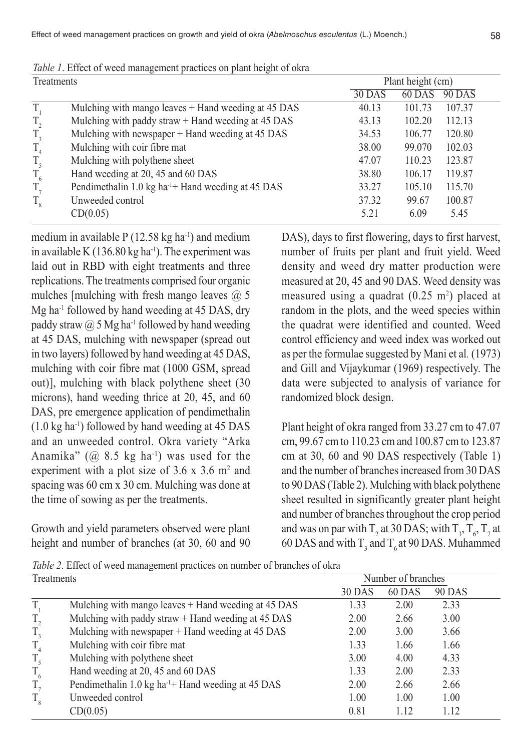*Table 1*. Effect of weed management practices on plant height of okra

| Treatments | | Plant height (cm) | | |
|---|---|---|---|---|
| | | 30 DAS | 60 DAS | 90 DAS |
| $T_1$ | Mulching with mango leaves + Hand weeding at 45 DAS | 40.13 | 101.73 | 107.37 |
| $T_2$ | Mulching with paddy straw + Hand weeding at 45 DAS | 43.13 | 102.20 | 112.13 |
| $T_3$ | Mulching with newspaper + Hand weeding at 45 DAS | 34.53 | 106.77 | 120.80 |
| $T_4$ | Mulching with coir fibre mat | 38.00 | 99.070 | 102.03 |
| $T_5$ | Mulching with polythene sheet | 47.07 | 110.23 | 123.87 |
| $T_6$ | Hand weeding at 20, 45 and 60 DAS | 38.80 | 106.17 | 119.87 |
| $T_7$ | Pendimethalin 1.0 kg ha$^{-1}$+ Hand weeding at 45 DAS | 33.27 | 105.10 | 115.70 |
| $T_8$ | Unweeded control | 37.32 | 99.67 | 100.87 |
| | CD(0.05) | 5.21 | 6.09 | 5.45 |

medium in available P (12.58 kg ha$^{-1}$) and medium in available K (136.80 kg ha$^{-1}$). The experiment was laid out in RBD with eight treatments and three replications. The treatments comprised four organic mulches [mulching with fresh mango leaves @ 5 Mg ha$^{-1}$ followed by hand weeding at 45 DAS, dry paddy straw @ 5 Mg ha$^{-1}$ followed by hand weeding at 45 DAS, mulching with newspaper (spread out in two layers) followed by hand weeding at 45 DAS, mulching with coir fibre mat (1000 GSM, spread out)], mulching with black polythene sheet (30 microns), hand weeding thrice at 20, 45, and 60 DAS, pre emergence application of pendimethalin (1.0 kg ha$^{-1}$) followed by hand weeding at 45 DAS and an unweeded control. Okra variety "Arka Anamika" (@ 8.5 kg ha$^{-1}$) was used for the experiment with a plot size of 3.6 x 3.6 m$^2$ and spacing was 60 cm x 30 cm. Mulching was done at the time of sowing as per the treatments.

Growth and yield parameters observed were plant height and number of branches (at 30, 60 and 90 DAS), days to first flowering, days to first harvest, number of fruits per plant and fruit yield. Weed density and weed dry matter production were measured at 20, 45 and 90 DAS. Weed density was measured using a quadrat (0.25 m$^2$) placed at random in the plots, and the weed species within the quadrat were identified and counted. Weed control efficiency and weed index was worked out as per the formulae suggested by Mani et al*.* (1973) and Gill and Vijaykumar (1969) respectively. The data were subjected to analysis of variance for randomized block design.

Plant height of okra ranged from 33.27 cm to 47.07 cm, 99.67 cm to 110.23 cm and 100.87 cm to 123.87 cm at 30, 60 and 90 DAS respectively (Table 1) and the number of branches increased from 30 DAS to 90 DAS (Table 2). Mulching with black polythene sheet resulted in significantly greater plant height and number of branches throughout the crop period and was on par with $T_2$ at 30 DAS; with $T_3$, $T_6$, $T_7$ at 60 DAS and with $T_3$ and $T_6$ at 90 DAS. Muhammed

*Table 2*. Effect of weed management practices on number of branches of okra

| Treatments | | Number of branches | | |
|---|---|---|---|---|
| | | 30 DAS | 60 DAS | 90 DAS |
| $T_1$ | Mulching with mango leaves + Hand weeding at 45 DAS | 1.33 | 2.00 | 2.33 |
| $T_2$ | Mulching with paddy straw + Hand weeding at 45 DAS | 2.00 | 2.66 | 3.00 |
| $T_3$ | Mulching with newspaper + Hand weeding at 45 DAS | 2.00 | 3.00 | 3.66 |
| $T_4$ | Mulching with coir fibre mat | 1.33 | 1.66 | 1.66 |
| $T_5$ | Mulching with polythene sheet | 3.00 | 4.00 | 4.33 |
| $T_6$ | Hand weeding at 20, 45 and 60 DAS | 1.33 | 2.00 | 2.33 |
| $T_7$ | Pendimethalin 1.0 kg ha$^{-1}$+ Hand weeding at 45 DAS | 2.00 | 2.66 | 2.66 |
| $T_8$ | Unweeded control | 1.00 | 1.00 | 1.00 |
| | CD(0.05) | 0.81 | 1.12 | 1.12 |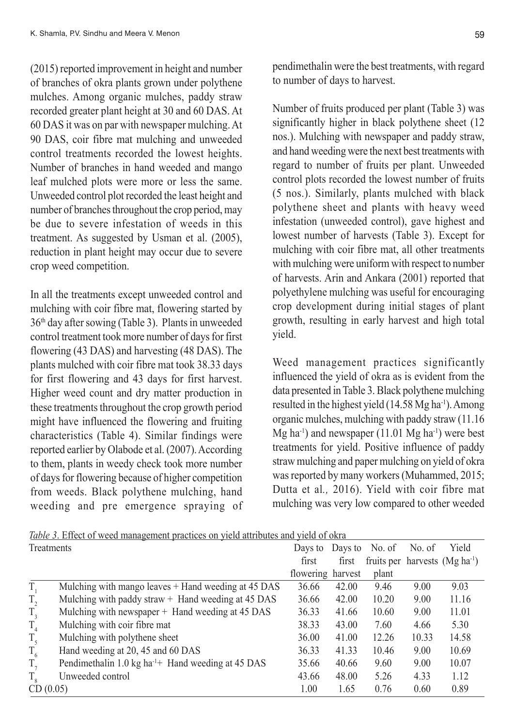(2015) reported improvement in height and number of branches of okra plants grown under polythene mulches. Among organic mulches, paddy straw recorded greater plant height at 30 and 60 DAS. At 60 DAS it was on par with newspaper mulching. At 90 DAS, coir fibre mat mulching and unweeded control treatments recorded the lowest heights. Number of branches in hand weeded and mango leaf mulched plots were more or less the same. Unweeded control plot recorded the least height and number of branches throughout the crop period, may be due to severe infestation of weeds in this treatment. As suggested by Usman et al. (2005), reduction in plant height may occur due to severe crop weed competition.

In all the treatments except unweeded control and mulching with coir fibre mat, flowering started by 36th day after sowing (Table 3). Plants in unweeded control treatment took more number of days for first flowering (43 DAS) and harvesting (48 DAS). The plants mulched with coir fibre mat took 38.33 days for first flowering and 43 days for first harvest. Higher weed count and dry matter production in these treatments throughout the crop growth period might have influenced the flowering and fruiting characteristics (Table 4). Similar findings were reported earlier by Olabode et al. (2007). According to them, plants in weedy check took more number of days for flowering because of higher competition from weeds. Black polythene mulching, hand weeding and pre emergence spraying of pendimethalin were the best treatments, with regard to number of days to harvest.

Number of fruits produced per plant (Table 3) was significantly higher in black polythene sheet (12 nos.). Mulching with newspaper and paddy straw, and hand weeding were the next best treatments with regard to number of fruits per plant. Unweeded control plots recorded the lowest number of fruits (5 nos.). Similarly, plants mulched with black polythene sheet and plants with heavy weed infestation (unweeded control), gave highest and lowest number of harvests (Table 3). Except for mulching with coir fibre mat, all other treatments with mulching were uniform with respect to number of harvests. Arin and Ankara (2001) reported that polyethylene mulching was useful for encouraging crop development during initial stages of plant growth, resulting in early harvest and high total yield.

Weed management practices significantly influenced the yield of okra as is evident from the data presented in Table 3. Black polythene mulching resulted in the highest yield (14.58 Mg ha$^{-1}$). Among organic mulches, mulching with paddy straw (11.16 Mg ha$^{-1}$) and newspaper (11.01 Mg ha$^{-1}$) were best treatments for yield. Positive influence of paddy straw mulching and paper mulching on yield of okra was reported by many workers (Muhammed, 2015; Dutta et al*.,* 2016). Yield with coir fibre mat mulching was very low compared to other weeded

*Table 3*. Effect of weed management practices on yield attributes and yield of okra

| Treatments | | Days to first flowering | Days to first harvest | No. of fruits per plant | No. of harvests | Yield (Mg ha$^{-1}$) |
|---|---|---|---|---|---|---|
| $T_1$ | Mulching with mango leaves + Hand weeding at 45 DAS | 36.66 | 42.00 | 9.46 | 9.00 | 9.03 |
| $T_2$ | Mulching with paddy straw + Hand weeding at 45 DAS | 36.66 | 42.00 | 10.20 | 9.00 | 11.16 |
| $T_3$ | Mulching with newspaper + Hand weeding at 45 DAS | 36.33 | 41.66 | 10.60 | 9.00 | 11.01 |
| $T_4$ | Mulching with coir fibre mat | 38.33 | 43.00 | 7.60 | 4.66 | 5.30 |
| $T_5$ | Mulching with polythene sheet | 36.00 | 41.00 | 12.26 | 10.33 | 14.58 |
| $T_6$ | Hand weeding at 20, 45 and 60 DAS | 36.33 | 41.33 | 10.46 | 9.00 | 10.69 |
| $T_7$ | Pendimethalin 1.0 kg ha$^{-1}$+ Hand weeding at 45 DAS | 35.66 | 40.66 | 9.60 | 9.00 | 10.07 |
| $T_8$ | Unweeded control | 43.66 | 48.00 | 5.26 | 4.33 | 1.12 |
| CD (0.05) | | 1.00 | 1.65 | 0.76 | 0.60 | 0.89 |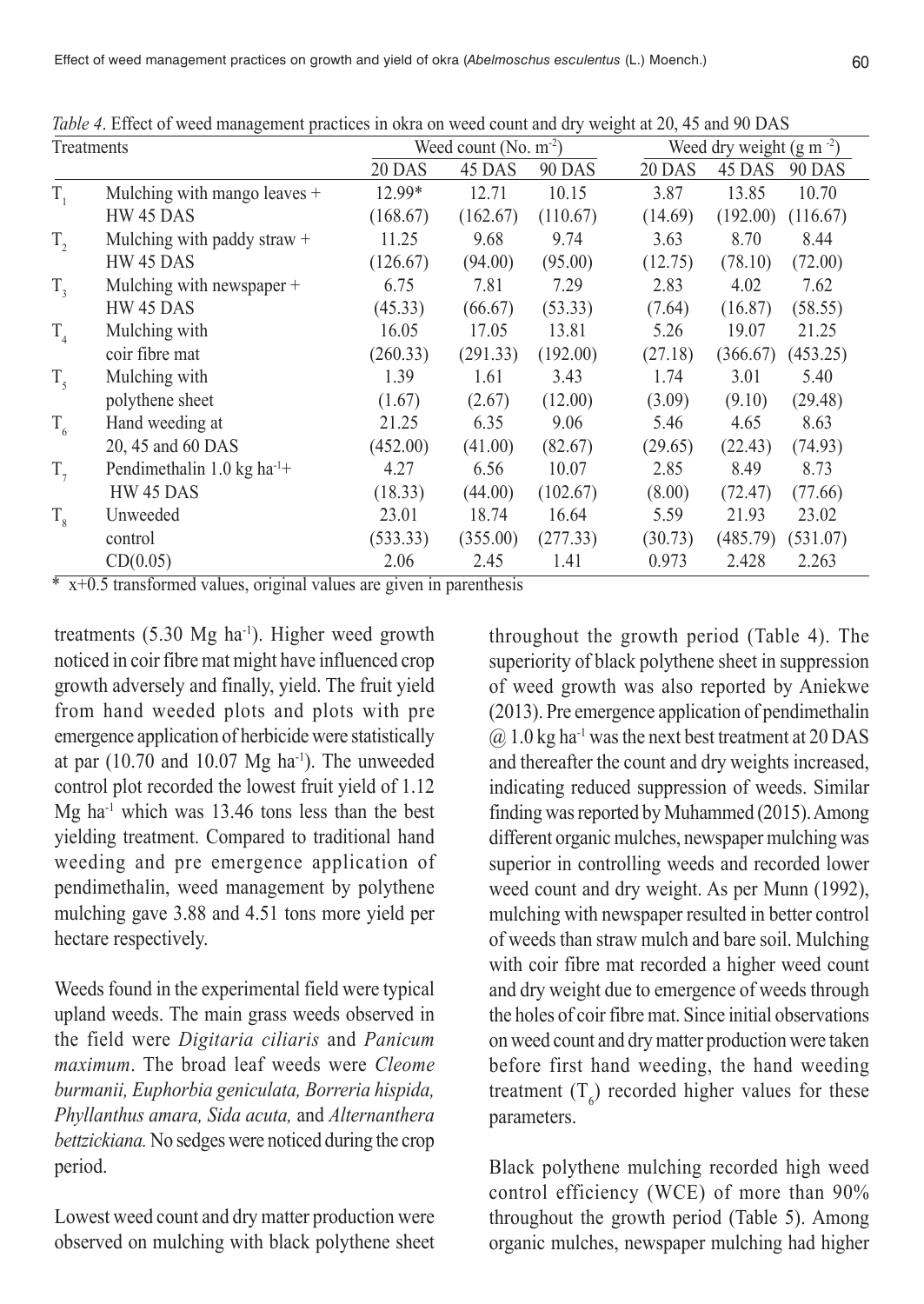*Table 4*. Effect of weed management practices in okra on weed count and dry weight at 20, 45 and 90 DAS

| Treatments | | Weed count (No. $m^{-2}$) | | | Weed dry weight (g $m^{-2}$) | | |
|---|---|---|---|---|---|---|---|
| | | 20 DAS | 45 DAS | 90 DAS | 20 DAS | 45 DAS | 90 DAS |
| $T_1$ | Mulching with mango leaves + HW 45 DAS | 12.99* (168.67) | 12.71 (162.67) | 10.15 (110.67) | 3.87 (14.69) | 13.85 (192.00) | 10.70 (116.67) |
| $T_2$ | Mulching with paddy straw + HW 45 DAS | 11.25 (126.67) | 9.68 (94.00) | 9.74 (95.00) | 3.63 (12.75) | 8.70 (78.10) | 8.44 (72.00) |
| $T_3$ | Mulching with newspaper + HW 45 DAS | 6.75 (45.33) | 7.81 (66.67) | 7.29 (53.33) | 2.83 (7.64) | 4.02 (16.87) | 7.62 (58.55) |
| $T_4$ | Mulching with coir fibre mat | 16.05 (260.33) | 17.05 (291.33) | 13.81 (192.00) | 5.26 (27.18) | 19.07 (366.67) | 21.25 (453.25) |
| $T_5$ | Mulching with polythene sheet | 1.39 (1.67) | 1.61 (2.67) | 3.43 (12.00) | 1.74 (3.09) | 3.01 (9.10) | 5.40 (29.48) |
| $T_6$ | Hand weeding at 20, 45 and 60 DAS | 21.25 (452.00) | 6.35 (41.00) | 9.06 (82.67) | 5.46 (29.65) | 4.65 (22.43) | 8.63 (74.93) |
| $T_7$ | Pendimethalin 1.0 kg $ha^{-1}$+ HW 45 DAS | 4.27 (18.33) | 6.56 (44.00) | 10.07 (102.67) | 2.85 (8.00) | 8.49 (72.47) | 8.73 (77.66) |
| $T_8$ | Unweeded control | 23.01 (533.33) | 18.74 (355.00) | 16.64 (277.33) | 5.59 (30.73) | 21.93 (485.79) | 23.02 (531.07) |
| | CD(0.05) | 2.06 | 2.45 | 1.41 | 0.973 | 2.428 | 2.263 |

\* x+0.5 transformed values, original values are given in parenthesis

treatments (5.30 Mg $ha^{-1}$). Higher weed growth noticed in coir fibre mat might have influenced crop growth adversely and finally, yield. The fruit yield from hand weeded plots and plots with pre emergence application of herbicide were statistically at par (10.70 and 10.07 Mg $ha^{-1}$). The unweeded control plot recorded the lowest fruit yield of 1.12 Mg $ha^{-1}$ which was 13.46 tons less than the best yielding treatment. Compared to traditional hand weeding and pre emergence application of pendimethalin, weed management by polythene mulching gave 3.88 and 4.51 tons more yield per hectare respectively.

Weeds found in the experimental field were typical upland weeds. The main grass weeds observed in the field were *Digitaria ciliaris* and *Panicum maximum*. The broad leaf weeds were *Cleome burmanii, Euphorbia geniculata, Borreria hispida, Phyllanthus amara, Sida acuta,* and *Alternanthera bettzickiana.* No sedges were noticed during the crop period.

Lowest weed count and dry matter production were observed on mulching with black polythene sheet throughout the growth period (Table 4). The superiority of black polythene sheet in suppression of weed growth was also reported by Aniekwe (2013). Pre emergence application of pendimethalin @ 1.0 kg $ha^{-1}$ was the next best treatment at 20 DAS and thereafter the count and dry weights increased, indicating reduced suppression of weeds. Similar finding was reported by Muhammed (2015). Among different organic mulches, newspaper mulching was superior in controlling weeds and recorded lower weed count and dry weight. As per Munn (1992), mulching with newspaper resulted in better control of weeds than straw mulch and bare soil. Mulching with coir fibre mat recorded a higher weed count and dry weight due to emergence of weeds through the holes of coir fibre mat. Since initial observations on weed count and dry matter production were taken before first hand weeding, the hand weeding treatment ($T_6$) recorded higher values for these parameters.

Black polythene mulching recorded high weed control efficiency (WCE) of more than 90% throughout the growth period (Table 5). Among organic mulches, newspaper mulching had higher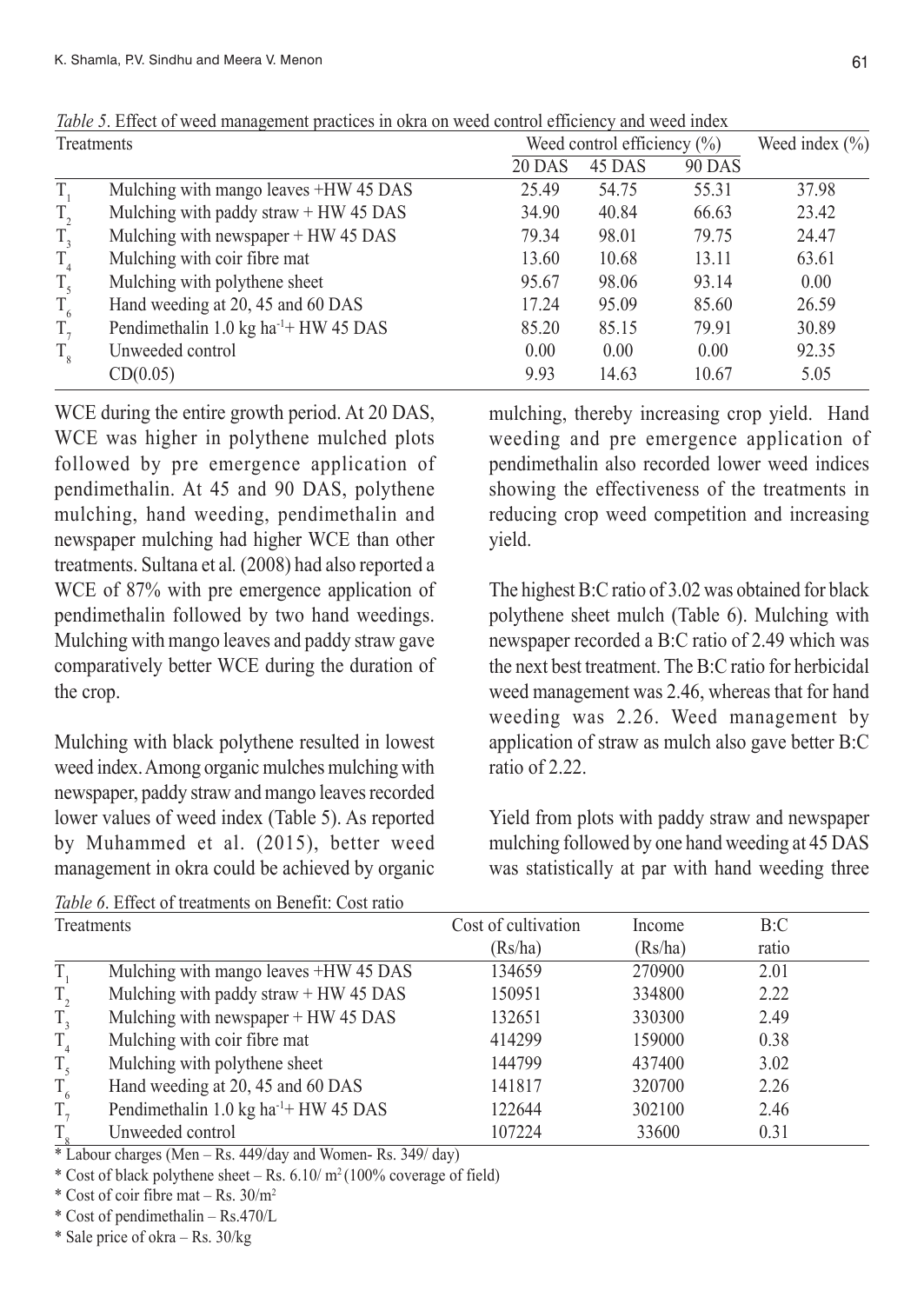*Table 5*. Effect of weed management practices in okra on weed control efficiency and weed index

| Treatments | | Weed control efficiency (%) | | | Weed index (%) |
|---|---|---|---|---|---|
| | | 20 DAS | 45 DAS | 90 DAS | |
| $T_1$ | Mulching with mango leaves +HW 45 DAS | 25.49 | 54.75 | 55.31 | 37.98 |
| $T_2$ | Mulching with paddy straw + HW 45 DAS | 34.90 | 40.84 | 66.63 | 23.42 |
| $T_3$ | Mulching with newspaper + HW 45 DAS | 79.34 | 98.01 | 79.75 | 24.47 |
| $T_4$ | Mulching with coir fibre mat | 13.60 | 10.68 | 13.11 | 63.61 |
| $T_5$ | Mulching with polythene sheet | 95.67 | 98.06 | 93.14 | 0.00 |
| $T_6$ | Hand weeding at 20, 45 and 60 DAS | 17.24 | 95.09 | 85.60 | 26.59 |
| $T_7$ | Pendimethalin 1.0 kg $ha^{-1}$+ HW 45 DAS | 85.20 | 85.15 | 79.91 | 30.89 |
| $T_8$ | Unweeded control | 0.00 | 0.00 | 0.00 | 92.35 |
| | CD(0.05) | 9.93 | 14.63 | 10.67 | 5.05 |

WCE during the entire growth period. At 20 DAS, WCE was higher in polythene mulched plots followed by pre emergence application of pendimethalin. At 45 and 90 DAS, polythene mulching, hand weeding, pendimethalin and newspaper mulching had higher WCE than other treatments. Sultana et al*.* (2008) had also reported a WCE of 87% with pre emergence application of pendimethalin followed by two hand weedings. Mulching with mango leaves and paddy straw gave comparatively better WCE during the duration of the crop.

Mulching with black polythene resulted in lowest weed index. Among organic mulches mulching with newspaper, paddy straw and mango leaves recorded lower values of weed index (Table 5). As reported by Muhammed et al. (2015), better weed management in okra could be achieved by organic mulching, thereby increasing crop yield. Hand weeding and pre emergence application of pendimethalin also recorded lower weed indices showing the effectiveness of the treatments in reducing crop weed competition and increasing yield.

The highest B:C ratio of 3.02 was obtained for black polythene sheet mulch (Table 6). Mulching with newspaper recorded a B:C ratio of 2.49 which was the next best treatment. The B:C ratio for herbicidal weed management was 2.46, whereas that for hand weeding was 2.26. Weed management by application of straw as mulch also gave better B:C ratio of 2.22.

Yield from plots with paddy straw and newspaper mulching followed by one hand weeding at 45 DAS was statistically at par with hand weeding three

*Table 6*. Effect of treatments on Benefit: Cost ratio

| Treatments | | Cost of cultivation (Rs/ha) | Income (Rs/ha) | B:C ratio |
|---|---|---|---|---|
| $T_1$ | Mulching with mango leaves +HW 45 DAS | 134659 | 270900 | 2.01 |
| $T_2$ | Mulching with paddy straw + HW 45 DAS | 150951 | 334800 | 2.22 |
| $T_3$ | Mulching with newspaper + HW 45 DAS | 132651 | 330300 | 2.49 |
| $T_4$ | Mulching with coir fibre mat | 414299 | 159000 | 0.38 |
| $T_5$ | Mulching with polythene sheet | 144799 | 437400 | 3.02 |
| $T_6$ | Hand weeding at 20, 45 and 60 DAS | 141817 | 320700 | 2.26 |
| $T_7$ | Pendimethalin 1.0 kg $ha^{-1}$+ HW 45 DAS | 122644 | 302100 | 2.46 |
| $T_8$ | Unweeded control | 107224 | 33600 | 0.31 |

\* Labour charges (Men – Rs. 449/day and Women- Rs. 349/ day)

\* Cost of black polythene sheet – Rs. 6.10/ $m^2$ (100% coverage of field)

\* Cost of coir fibre mat – Rs. 30/$m^2$

\* Cost of pendimethalin – Rs.470/L

\* Sale price of okra – Rs. 30/kg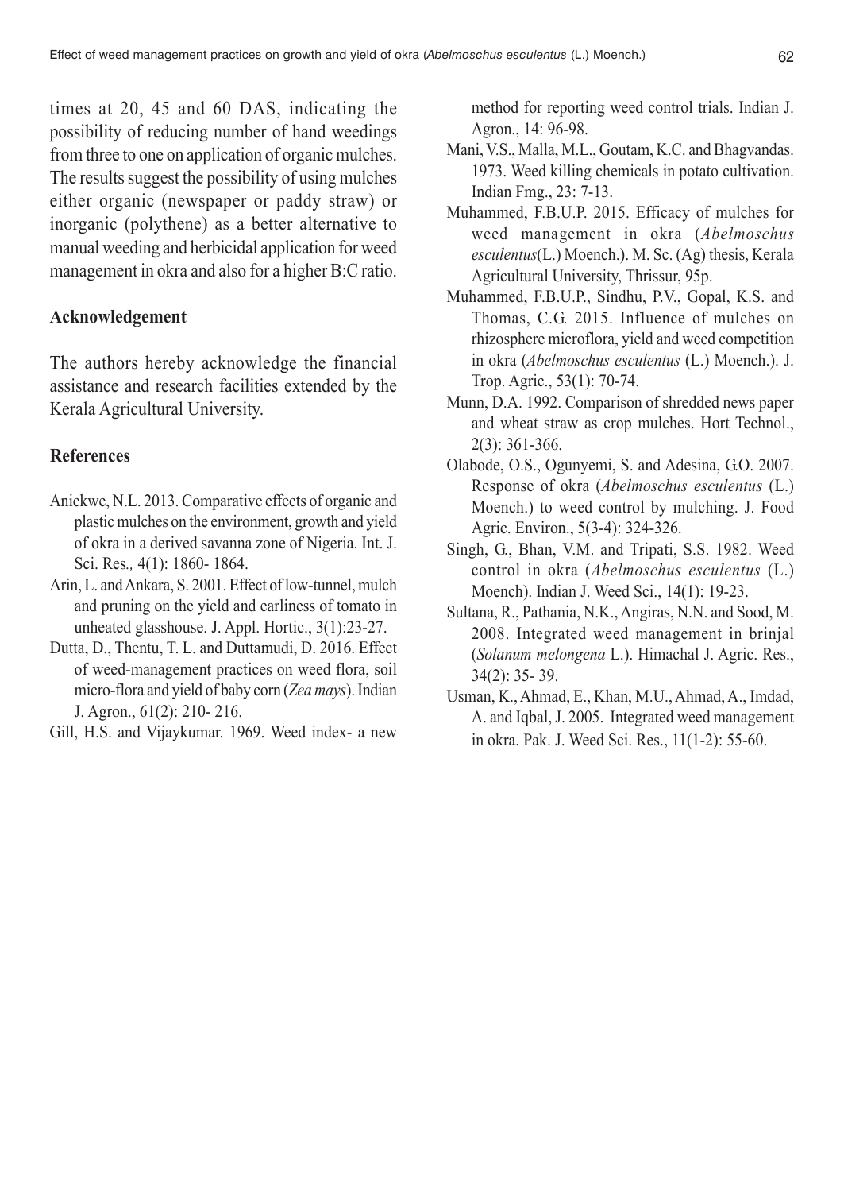times at 20, 45 and 60 DAS, indicating the possibility of reducing number of hand weedings from three to one on application of organic mulches. The results suggest the possibility of using mulches either organic (newspaper or paddy straw) or inorganic (polythene) as a better alternative to manual weeding and herbicidal application for weed management in okra and also for a higher B:C ratio.

## Acknowledgement

The authors hereby acknowledge the financial assistance and research facilities extended by the Kerala Agricultural University.

## References

Aniekwe, N.L. 2013. Comparative effects of organic and plastic mulches on the environment, growth and yield of okra in a derived savanna zone of Nigeria. Int. J. Sci. Res*.,* 4(1): 1860- 1864.

Arin, L. and Ankara, S. 2001. Effect of low-tunnel, mulch and pruning on the yield and earliness of tomato in unheated glasshouse. J. Appl. Hortic., 3(1):23-27.

Dutta, D., Thentu, T. L. and Duttamudi, D. 2016. Effect of weed-management practices on weed flora, soil micro-flora and yield of baby corn (*Zea mays*). Indian J. Agron., 61(2): 210- 216.

Gill, H.S. and Vijaykumar. 1969. Weed index- a new method for reporting weed control trials. Indian J. Agron., 14: 96-98.

Mani, V.S., Malla, M.L., Goutam, K.C. and Bhagvandas. 1973. Weed killing chemicals in potato cultivation. Indian Fmg., 23: 7-13.

Muhammed, F.B.U.P. 2015. Efficacy of mulches for weed management in okra (*Abelmoschus esculentus*(L.) Moench.). M. Sc. (Ag) thesis, Kerala Agricultural University, Thrissur, 95p.

Muhammed, F.B.U.P., Sindhu, P.V., Gopal, K.S. and Thomas, C.G. 2015. Influence of mulches on rhizosphere microflora, yield and weed competition in okra (*Abelmoschus esculentus* (L.) Moench.). J. Trop. Agric., 53(1): 70-74.

Munn, D.A. 1992. Comparison of shredded news paper and wheat straw as crop mulches. Hort Technol., 2(3): 361-366.

Olabode, O.S., Ogunyemi, S. and Adesina, G.O. 2007. Response of okra (*Abelmoschus esculentus* (L.) Moench.) to weed control by mulching. J. Food Agric. Environ., 5(3-4): 324-326.

Singh, G., Bhan, V.M. and Tripati, S.S. 1982. Weed control in okra (*Abelmoschus esculentus* (L.) Moench). Indian J. Weed Sci., 14(1): 19-23.

Sultana, R., Pathania, N.K., Angiras, N.N. and Sood, M. 2008. Integrated weed management in brinjal (*Solanum melongena* L.). Himachal J. Agric. Res., 34(2): 35- 39.

Usman, K., Ahmad, E., Khan, M.U., Ahmad, A., Imdad, A. and Iqbal, J. 2005. Integrated weed management in okra. Pak. J. Weed Sci. Res., 11(1-2): 55-60.